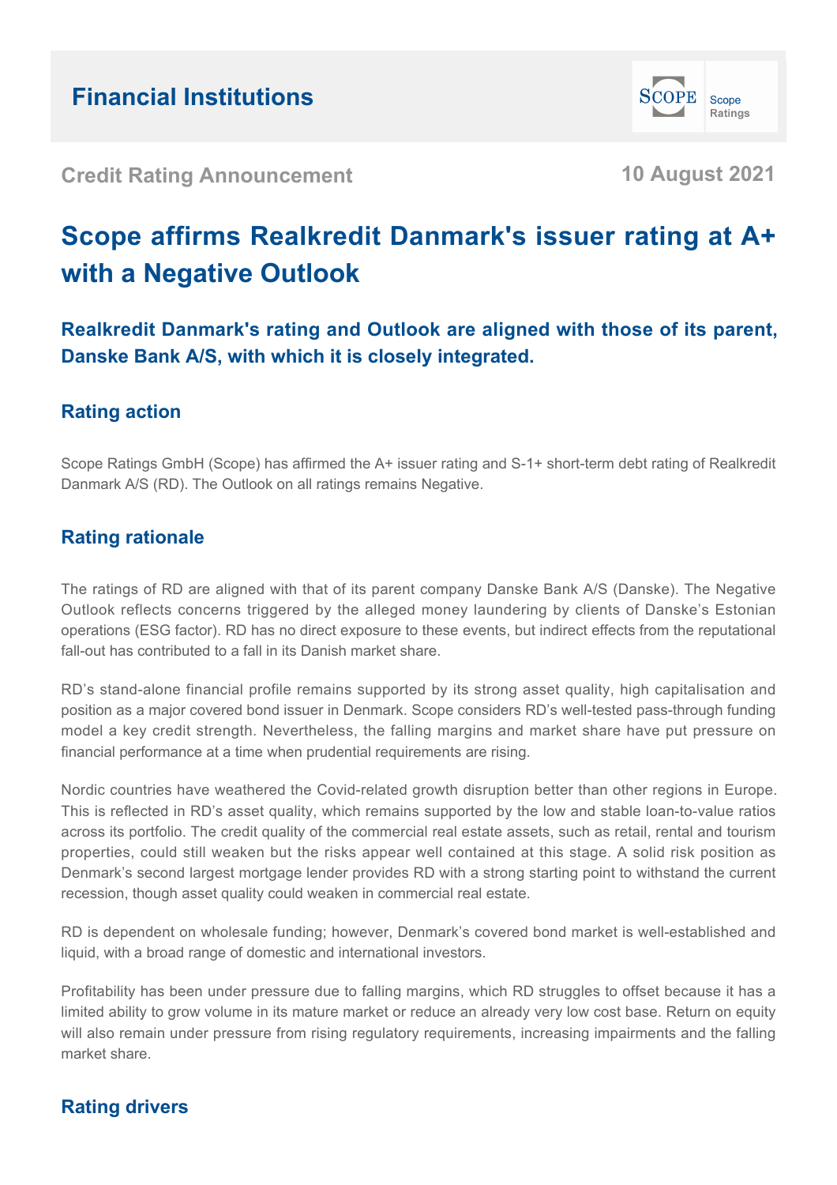## Financial Institutions

**Credit Rating Announcement** — **10 August 2021**

# Scope affirms Realkredit Danmark's issuer rating at A+ with a Negative Outlook

### Realkredit Danmark's rating and Outlook are aligned with those of its parent, Danske Bank A/S, with which it is closely integrated.

## Rating action

Scope Ratings GmbH (Scope) has affirmed the A+ issuer rating and S-1+ short-term debt rating of Realkredit Danmark A/S (RD). The Outlook on all ratings remains Negative.

## Rating rationale

The ratings of RD are aligned with that of its parent company Danske Bank A/S (Danske). The Negative Outlook reflects concerns triggered by the alleged money laundering by clients of Danske's Estonian operations (ESG factor). RD has no direct exposure to these events, but indirect effects from the reputational fall-out has contributed to a fall in its Danish market share.

RD's stand-alone financial profile remains supported by its strong asset quality, high capitalisation and position as a major covered bond issuer in Denmark. Scope considers RD's well-tested pass-through funding model a key credit strength. Nevertheless, the falling margins and market share have put pressure on financial performance at a time when prudential requirements are rising.

Nordic countries have weathered the Covid-related growth disruption better than other regions in Europe. This is reflected in RD's asset quality, which remains supported by the low and stable loan-to-value ratios across its portfolio. The credit quality of the commercial real estate assets, such as retail, rental and tourism properties, could still weaken but the risks appear well contained at this stage. A solid risk position as Denmark's second largest mortgage lender provides RD with a strong starting point to withstand the current recession, though asset quality could weaken in commercial real estate.

RD is dependent on wholesale funding; however, Denmark's covered bond market is well-established and liquid, with a broad range of domestic and international investors.

Profitability has been under pressure due to falling margins, which RD struggles to offset because it has a limited ability to grow volume in its mature market or reduce an already very low cost base. Return on equity will also remain under pressure from rising regulatory requirements, increasing impairments and the falling market share.

## Rating drivers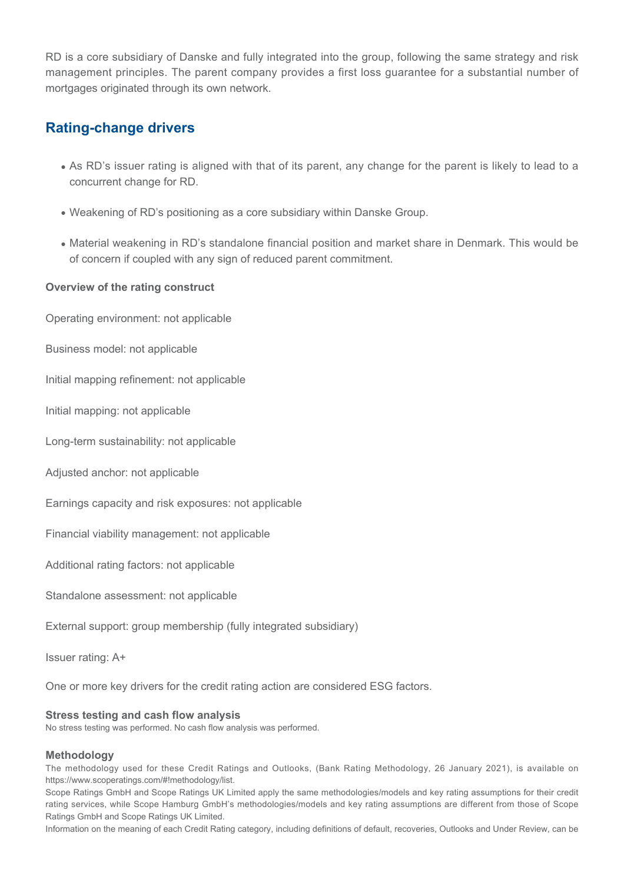RD is a core subsidiary of Danske and fully integrated into the group, following the same strategy and risk management principles. The parent company provides a first loss guarantee for a substantial number of mortgages originated through its own network.

## Rating-change drivers

- As RD's issuer rating is aligned with that of its parent, any change for the parent is likely to lead to a concurrent change for RD.
- Weakening of RD's positioning as a core subsidiary within Danske Group.
- Material weakening in RD's standalone financial position and market share in Denmark. This would be of concern if coupled with any sign of reduced parent commitment.

**Overview of the rating construct**

Operating environment: not applicable

Business model: not applicable

Initial mapping refinement: not applicable

Initial mapping: not applicable

Long-term sustainability: not applicable

Adjusted anchor: not applicable

Earnings capacity and risk exposures: not applicable

Financial viability management: not applicable

Additional rating factors: not applicable

Standalone assessment: not applicable

External support: group membership (fully integrated subsidiary)

Issuer rating: A+

One or more key drivers for the credit rating action are considered ESG factors.

**Stress testing and cash flow analysis**

No stress testing was performed. No cash flow analysis was performed.

**Methodology**

The methodology used for these Credit Ratings and Outlooks, (Bank Rating Methodology, 26 January 2021), is available on https://www.scoperatings.com/#!methodology/list.

Scope Ratings GmbH and Scope Ratings UK Limited apply the same methodologies/models and key rating assumptions for their credit rating services, while Scope Hamburg GmbH's methodologies/models and key rating assumptions are different from those of Scope Ratings GmbH and Scope Ratings UK Limited.

Information on the meaning of each Credit Rating category, including definitions of default, recoveries, Outlooks and Under Review, can be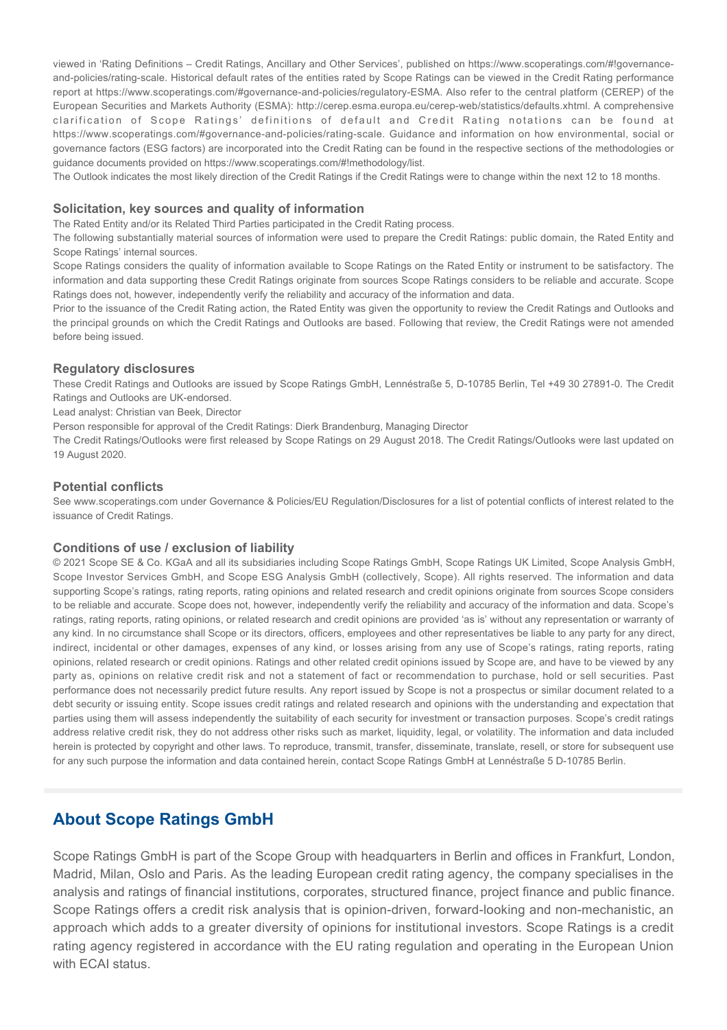viewed in 'Rating Definitions – Credit Ratings, Ancillary and Other Services', published on https://www.scoperatings.com/#!governance-and-policies/rating-scale. Historical default rates of the entities rated by Scope Ratings can be viewed in the Credit Rating performance report at https://www.scoperatings.com/#governance-and-policies/regulatory-ESMA. Also refer to the central platform (CEREP) of the European Securities and Markets Authority (ESMA): http://cerep.esma.europa.eu/cerep-web/statistics/defaults.xhtml. A comprehensive clarification of Scope Ratings' definitions of default and Credit Rating notations can be found at https://www.scoperatings.com/#governance-and-policies/rating-scale. Guidance and information on how environmental, social or governance factors (ESG factors) are incorporated into the Credit Rating can be found in the respective sections of the methodologies or guidance documents provided on https://www.scoperatings.com/#!methodology/list.

The Outlook indicates the most likely direction of the Credit Ratings if the Credit Ratings were to change within the next 12 to 18 months.

### Solicitation, key sources and quality of information

The Rated Entity and/or its Related Third Parties participated in the Credit Rating process.

The following substantially material sources of information were used to prepare the Credit Ratings: public domain, the Rated Entity and Scope Ratings' internal sources.

Scope Ratings considers the quality of information available to Scope Ratings on the Rated Entity or instrument to be satisfactory. The information and data supporting these Credit Ratings originate from sources Scope Ratings considers to be reliable and accurate. Scope Ratings does not, however, independently verify the reliability and accuracy of the information and data.

Prior to the issuance of the Credit Rating action, the Rated Entity was given the opportunity to review the Credit Ratings and Outlooks and the principal grounds on which the Credit Ratings and Outlooks are based. Following that review, the Credit Ratings were not amended before being issued.

### Regulatory disclosures

These Credit Ratings and Outlooks are issued by Scope Ratings GmbH, Lennéstraße 5, D-10785 Berlin, Tel +49 30 27891-0. The Credit Ratings and Outlooks are UK-endorsed.

Lead analyst: Christian van Beek, Director

Person responsible for approval of the Credit Ratings: Dierk Brandenburg, Managing Director

The Credit Ratings/Outlooks were first released by Scope Ratings on 29 August 2018. The Credit Ratings/Outlooks were last updated on 19 August 2020.

### Potential conflicts

See www.scoperatings.com under Governance & Policies/EU Regulation/Disclosures for a list of potential conflicts of interest related to the issuance of Credit Ratings.

### Conditions of use / exclusion of liability

© 2021 Scope SE & Co. KGaA and all its subsidiaries including Scope Ratings GmbH, Scope Ratings UK Limited, Scope Analysis GmbH, Scope Investor Services GmbH, and Scope ESG Analysis GmbH (collectively, Scope). All rights reserved. The information and data supporting Scope's ratings, rating reports, rating opinions and related research and credit opinions originate from sources Scope considers to be reliable and accurate. Scope does not, however, independently verify the reliability and accuracy of the information and data. Scope's ratings, rating reports, rating opinions, or related research and credit opinions are provided 'as is' without any representation or warranty of any kind. In no circumstance shall Scope or its directors, officers, employees and other representatives be liable to any party for any direct, indirect, incidental or other damages, expenses of any kind, or losses arising from any use of Scope's ratings, rating reports, rating opinions, related research or credit opinions. Ratings and other related credit opinions issued by Scope are, and have to be viewed by any party as, opinions on relative credit risk and not a statement of fact or recommendation to purchase, hold or sell securities. Past performance does not necessarily predict future results. Any report issued by Scope is not a prospectus or similar document related to a debt security or issuing entity. Scope issues credit ratings and related research and opinions with the understanding and expectation that parties using them will assess independently the suitability of each security for investment or transaction purposes. Scope's credit ratings address relative credit risk, they do not address other risks such as market, liquidity, legal, or volatility. The information and data included herein is protected by copyright and other laws. To reproduce, transmit, transfer, disseminate, translate, resell, or store for subsequent use for any such purpose the information and data contained herein, contact Scope Ratings GmbH at Lennéstraße 5 D-10785 Berlin.

## About Scope Ratings GmbH

Scope Ratings GmbH is part of the Scope Group with headquarters in Berlin and offices in Frankfurt, London, Madrid, Milan, Oslo and Paris. As the leading European credit rating agency, the company specialises in the analysis and ratings of financial institutions, corporates, structured finance, project finance and public finance. Scope Ratings offers a credit risk analysis that is opinion-driven, forward-looking and non-mechanistic, an approach which adds to a greater diversity of opinions for institutional investors. Scope Ratings is a credit rating agency registered in accordance with the EU rating regulation and operating in the European Union with ECAI status.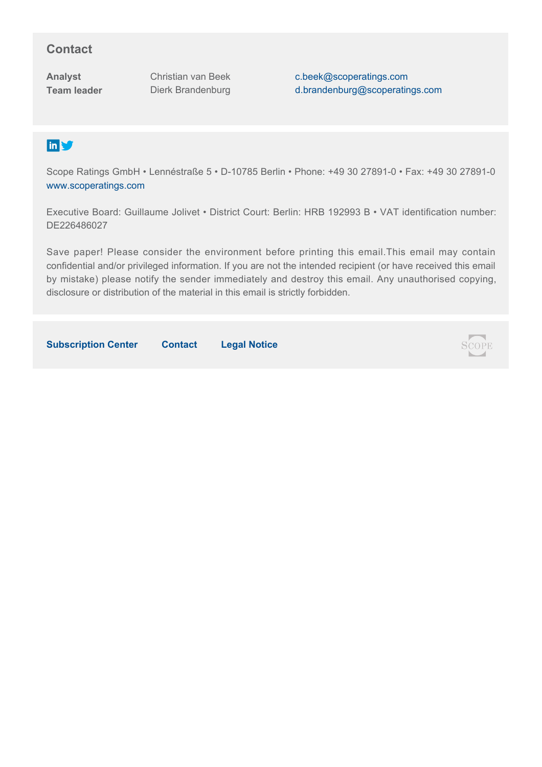## Contact

| | | |
|---|---|---|
| **Analyst** | Christian van Beek | c.beek@scoperatings.com |
| **Team leader** | Dierk Brandenburg | d.brandenburg@scoperatings.com |

Scope Ratings GmbH • Lennéstraße 5 • D-10785 Berlin • Phone: +49 30 27891-0 • Fax: +49 30 27891-0
www.scoperatings.com

Executive Board: Guillaume Jolivet • District Court: Berlin: HRB 192993 B • VAT identification number: DE226486027

Save paper! Please consider the environment before printing this email.This email may contain confidential and/or privileged information. If you are not the intended recipient (or have received this email by mistake) please notify the sender immediately and destroy this email. Any unauthorised copying, disclosure or distribution of the material in this email is strictly forbidden.

**Subscription Center** **Contact** **Legal Notice**